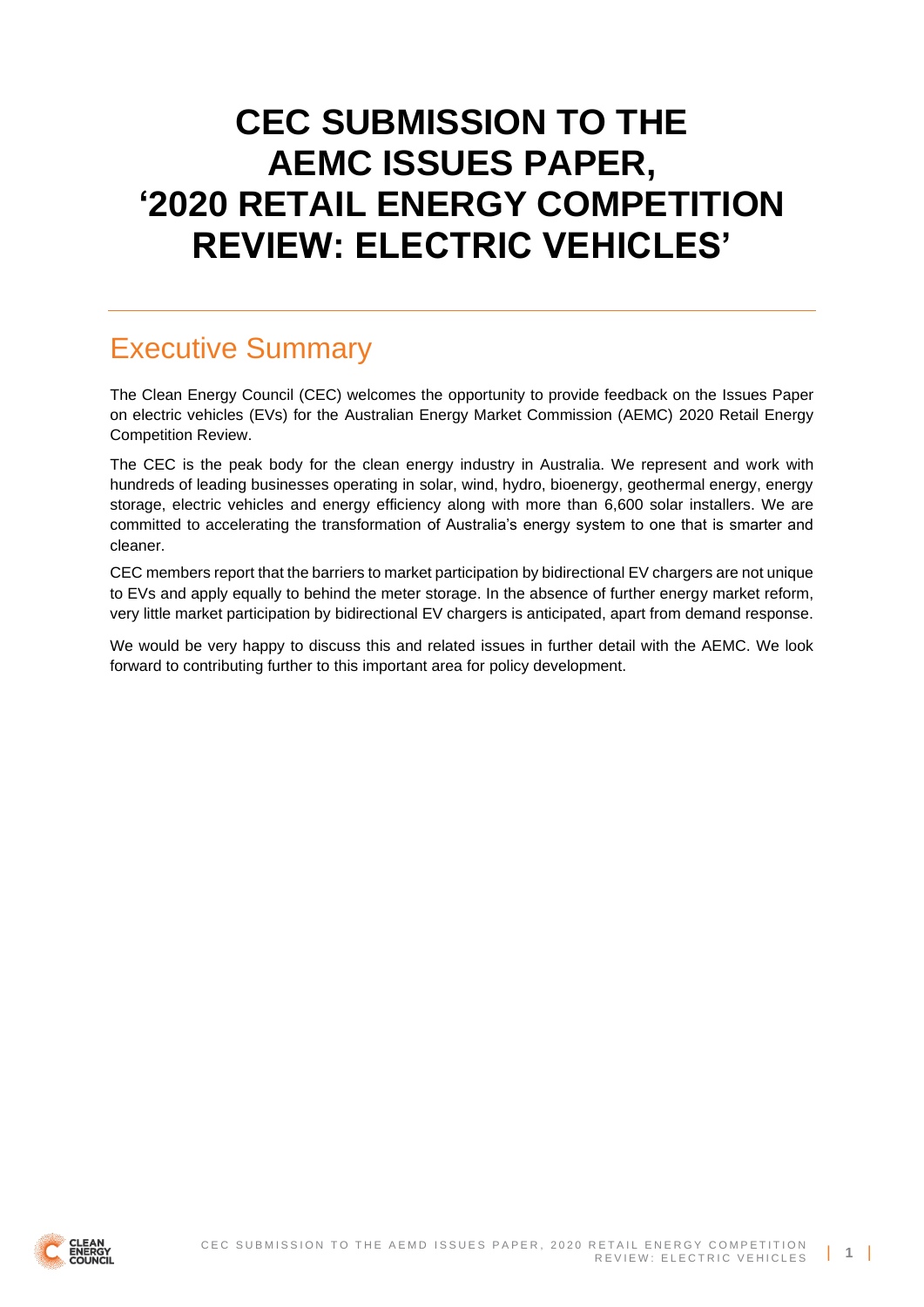# CEC SUBMISSION TO THE AEMC ISSUES PAPER, '2020 RETAIL ENERGY COMPETITION REVIEW: ELECTRIC VEHICLES'

## Executive Summary

The Clean Energy Council (CEC) welcomes the opportunity to provide feedback on the Issues Paper on electric vehicles (EVs) for the Australian Energy Market Commission (AEMC) 2020 Retail Energy Competition Review.

The CEC is the peak body for the clean energy industry in Australia. We represent and work with hundreds of leading businesses operating in solar, wind, hydro, bioenergy, geothermal energy, energy storage, electric vehicles and energy efficiency along with more than 6,600 solar installers. We are committed to accelerating the transformation of Australia's energy system to one that is smarter and cleaner.

CEC members report that the barriers to market participation by bidirectional EV chargers are not unique to EVs and apply equally to behind the meter storage. In the absence of further energy market reform, very little market participation by bidirectional EV chargers is anticipated, apart from demand response.

We would be very happy to discuss this and related issues in further detail with the AEMC. We look forward to contributing further to this important area for policy development.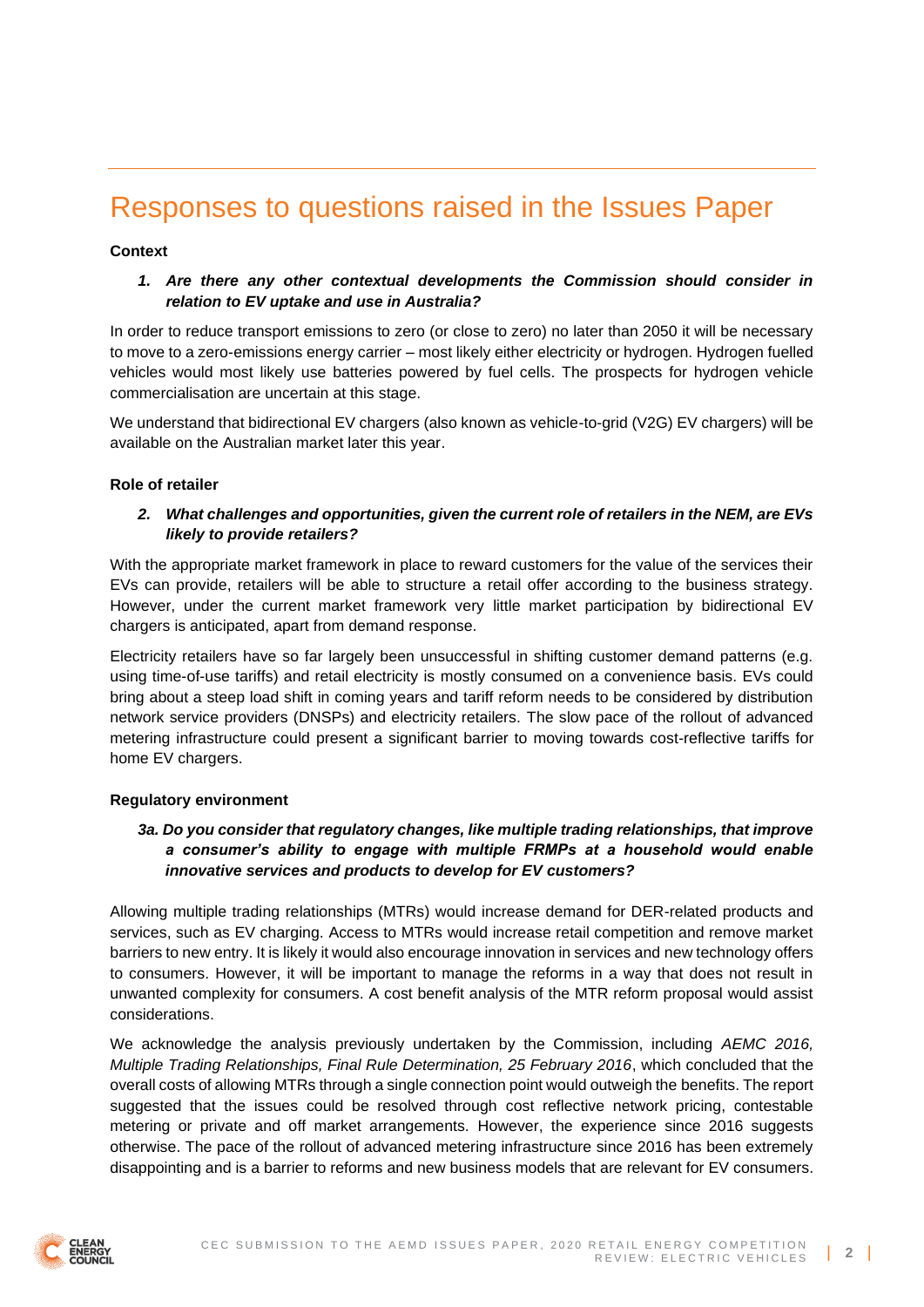# Responses to questions raised in the Issues Paper

**Context**

1. ***Are there any other contextual developments the Commission should consider in relation to EV uptake and use in Australia?***

In order to reduce transport emissions to zero (or close to zero) no later than 2050 it will be necessary to move to a zero-emissions energy carrier – most likely either electricity or hydrogen. Hydrogen fuelled vehicles would most likely use batteries powered by fuel cells. The prospects for hydrogen vehicle commercialisation are uncertain at this stage.

We understand that bidirectional EV chargers (also known as vehicle-to-grid (V2G) EV chargers) will be available on the Australian market later this year.

**Role of retailer**

2. ***What challenges and opportunities, given the current role of retailers in the NEM, are EVs likely to provide retailers?***

With the appropriate market framework in place to reward customers for the value of the services their EVs can provide, retailers will be able to structure a retail offer according to the business strategy. However, under the current market framework very little market participation by bidirectional EV chargers is anticipated, apart from demand response.

Electricity retailers have so far largely been unsuccessful in shifting customer demand patterns (e.g. using time-of-use tariffs) and retail electricity is mostly consumed on a convenience basis. EVs could bring about a steep load shift in coming years and tariff reform needs to be considered by distribution network service providers (DNSPs) and electricity retailers. The slow pace of the rollout of advanced metering infrastructure could present a significant barrier to moving towards cost-reflective tariffs for home EV chargers.

**Regulatory environment**

***3a. Do you consider that regulatory changes, like multiple trading relationships, that improve a consumer's ability to engage with multiple FRMPs at a household would enable innovative services and products to develop for EV customers?***

Allowing multiple trading relationships (MTRs) would increase demand for DER-related products and services, such as EV charging. Access to MTRs would increase retail competition and remove market barriers to new entry. It is likely it would also encourage innovation in services and new technology offers to consumers. However, it will be important to manage the reforms in a way that does not result in unwanted complexity for consumers. A cost benefit analysis of the MTR reform proposal would assist considerations.

We acknowledge the analysis previously undertaken by the Commission, including *AEMC 2016, Multiple Trading Relationships, Final Rule Determination, 25 February 2016*, which concluded that the overall costs of allowing MTRs through a single connection point would outweigh the benefits. The report suggested that the issues could be resolved through cost reflective network pricing, contestable metering or private and off market arrangements. However, the experience since 2016 suggests otherwise. The pace of the rollout of advanced metering infrastructure since 2016 has been extremely disappointing and is a barrier to reforms and new business models that are relevant for EV consumers.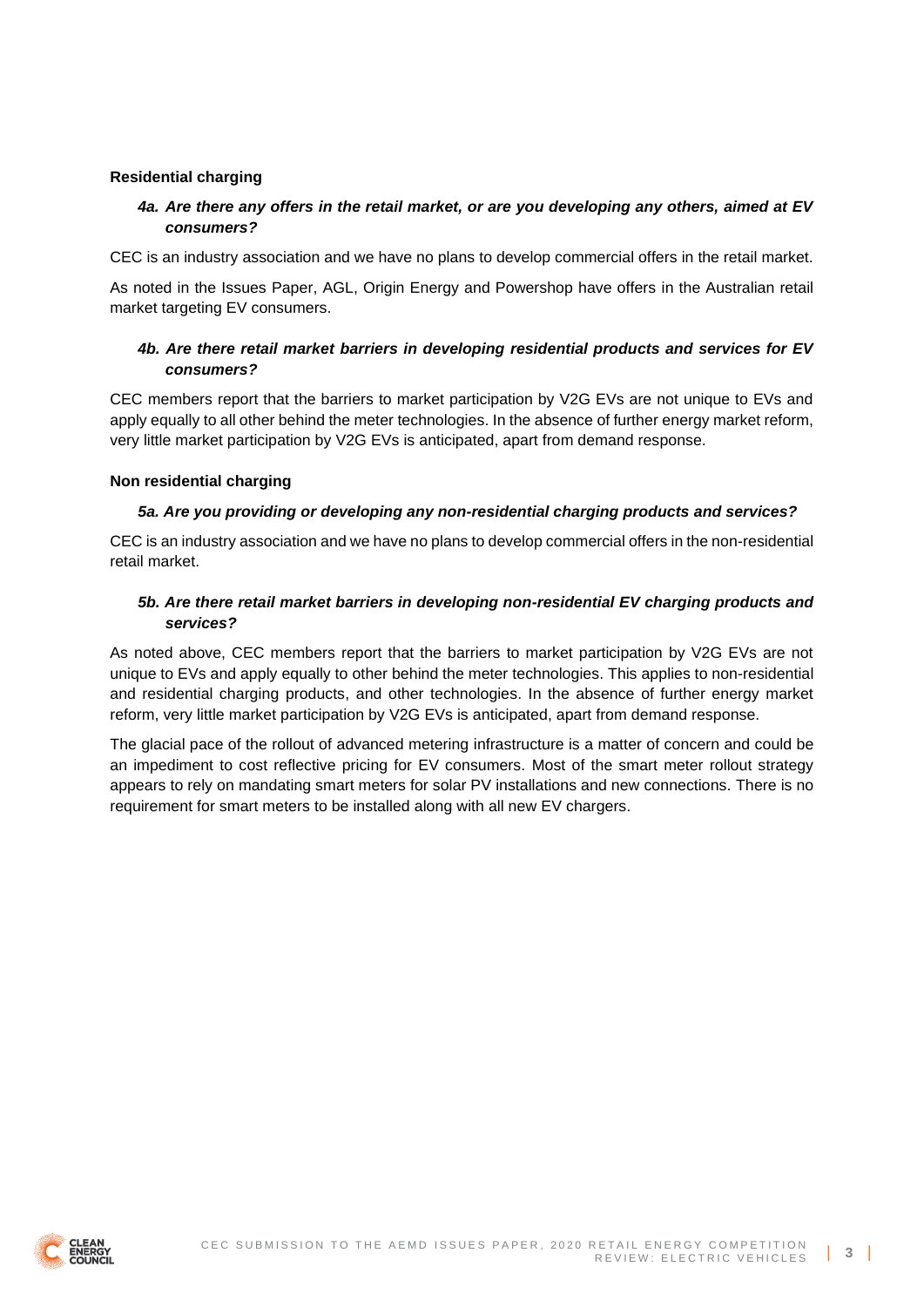### Residential charging

*4a. Are there any offers in the retail market, or are you developing any others, aimed at EV consumers?*

CEC is an industry association and we have no plans to develop commercial offers in the retail market.

As noted in the Issues Paper, AGL, Origin Energy and Powershop have offers in the Australian retail market targeting EV consumers.

*4b. Are there retail market barriers in developing residential products and services for EV consumers?*

CEC members report that the barriers to market participation by V2G EVs are not unique to EVs and apply equally to all other behind the meter technologies. In the absence of further energy market reform, very little market participation by V2G EVs is anticipated, apart from demand response.

### Non residential charging

*5a. Are you providing or developing any non-residential charging products and services?*

CEC is an industry association and we have no plans to develop commercial offers in the non-residential retail market.

*5b. Are there retail market barriers in developing non-residential EV charging products and services?*

As noted above, CEC members report that the barriers to market participation by V2G EVs are not unique to EVs and apply equally to other behind the meter technologies. This applies to non-residential and residential charging products, and other technologies. In the absence of further energy market reform, very little market participation by V2G EVs is anticipated, apart from demand response.

The glacial pace of the rollout of advanced metering infrastructure is a matter of concern and could be an impediment to cost reflective pricing for EV consumers. Most of the smart meter rollout strategy appears to rely on mandating smart meters for solar PV installations and new connections. There is no requirement for smart meters to be installed along with all new EV chargers.